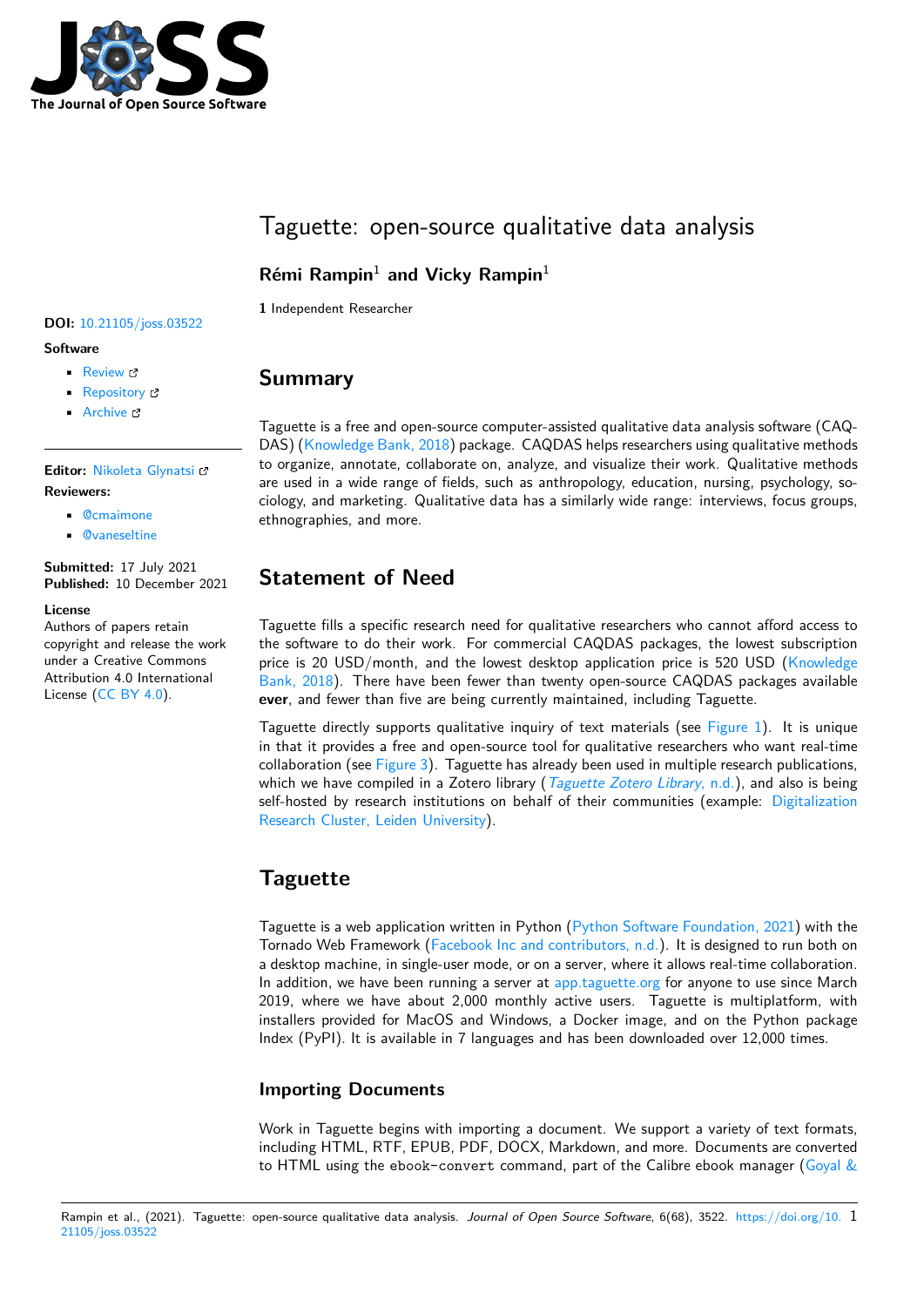# Taguette: open-source qualitative data analysis

**Rémi Rampin**[1] **and Vicky Rampin**[1]

**1** Independent Researcher

**DOI:** 10.21105/joss.03522

**Software**

- Review
- Repository
- Archive

**Editor:** Nikoleta Glynatsi

**Reviewers:**

- @cmaimone
- @vaneseltine

**Submitted:** 17 July 2021
**Published:** 10 December 2021

**License**
Authors of papers retain copyright and release the work under a Creative Commons Attribution 4.0 International License (CC BY 4.0).

## Summary

Taguette is a free and open-source computer-assisted qualitative data analysis software (CAQDAS) (Knowledge Bank, 2018) package. CAQDAS helps researchers using qualitative methods to organize, annotate, collaborate on, analyze, and visualize their work. Qualitative methods are used in a wide range of fields, such as anthropology, education, nursing, psychology, sociology, and marketing. Qualitative data has a similarly wide range: interviews, focus groups, ethnographies, and more.

## Statement of Need

Taguette fills a specific research need for qualitative researchers who cannot afford access to the software to do their work. For commercial CAQDAS packages, the lowest subscription price is 20 USD/month, and the lowest desktop application price is 520 USD (Knowledge Bank, 2018). There have been fewer than twenty open-source CAQDAS packages available **ever**, and fewer than five are being currently maintained, including Taguette.

Taguette directly supports qualitative inquiry of text materials (see Figure 1). It is unique in that it provides a free and open-source tool for qualitative researchers who want real-time collaboration (see Figure 3). Taguette has already been used in multiple research publications, which we have compiled in a Zotero library (*Taguette Zotero Library*, n.d.), and also is being self-hosted by research institutions on behalf of their communities (example: Digitalization Research Cluster, Leiden University).

## Taguette

Taguette is a web application written in Python (Python Software Foundation, 2021) with the Tornado Web Framework (Facebook Inc and contributors, n.d.). It is designed to run both on a desktop machine, in single-user mode, or on a server, where it allows real-time collaboration. In addition, we have been running a server at app.taguette.org for anyone to use since March 2019, where we have about 2,000 monthly active users. Taguette is multiplatform, with installers provided for MacOS and Windows, a Docker image, and on the Python package Index (PyPI). It is available in 7 languages and has been downloaded over 12,000 times.

### Importing Documents

Work in Taguette begins with importing a document. We support a variety of text formats, including HTML, RTF, EPUB, PDF, DOCX, Markdown, and more. Documents are converted to HTML using the `ebook-convert` command, part of the Calibre ebook manager (Goyal &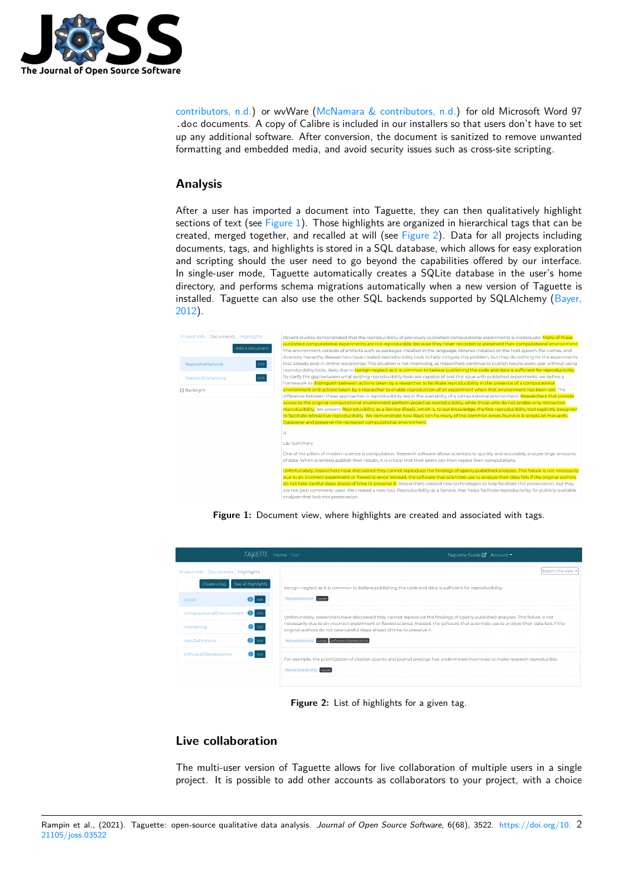contributors, n.d.) or wvWare (McNamara & contributors, n.d.) for old Microsoft Word 97 `.doc` documents. A copy of Calibre is included in our installers so that users don't have to set up any additional software. After conversion, the document is sanitized to remove unwanted formatting and embedded media, and avoid security issues such as cross-site scripting.

## Analysis

After a user has imported a document into Taguette, they can then qualitatively highlight sections of text (see Figure 1). Those highlights are organized in hierarchical tags that can be created, merged together, and recalled at will (see Figure 2). Data for all projects including documents, tags, and highlights is stored in a SQL database, which allows for easy exploration and scripting should the user need to go beyond the capabilities offered by our interface. In single-user mode, Taguette automatically creates a SQLite database in the user's home directory, and performs schema migrations automatically when a new version of Taguette is installed. Taguette can also use the other SQL backends supported by SQLAlchemy (Bayer, 2012).

**Figure 1:** Document view, where highlights are created and associated with tags.

**Figure 2:** List of highlights for a given tag.

## Live collaboration

The multi-user version of Taguette allows for live collaboration of multiple users in a single project. It is possible to add other accounts as collaborators to your project, with a choice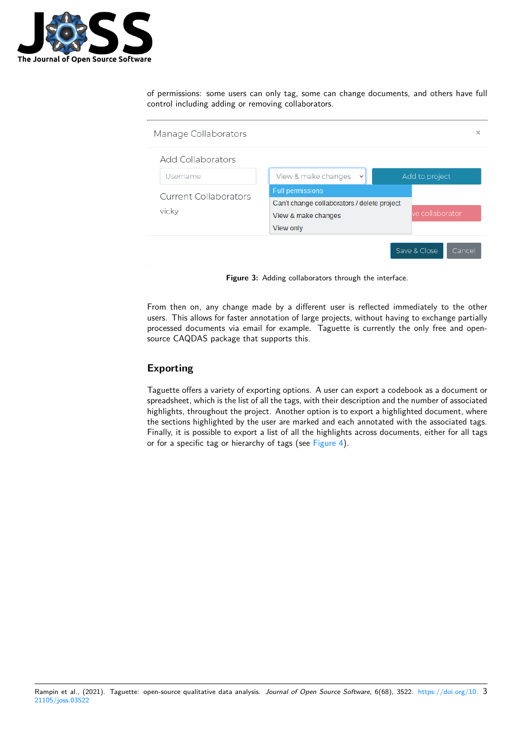of permissions: some users can only tag, some can change documents, and others have full control including adding or removing collaborators.

**Figure 3:** Adding collaborators through the interface.

From then on, any change made by a different user is reflected immediately to the other users. This allows for faster annotation of large projects, without having to exchange partially processed documents via email for example. Taguette is currently the only free and open-source CAQDAS package that supports this.

## Exporting

Taguette offers a variety of exporting options. A user can export a codebook as a document or spreadsheet, which is the list of all the tags, with their description and the number of associated highlights, throughout the project. Another option is to export a highlighted document, where the sections highlighted by the user are marked and each annotated with the associated tags. Finally, it is possible to export a list of all the highlights across documents, either for all tags or for a specific tag or hierarchy of tags (see Figure 4).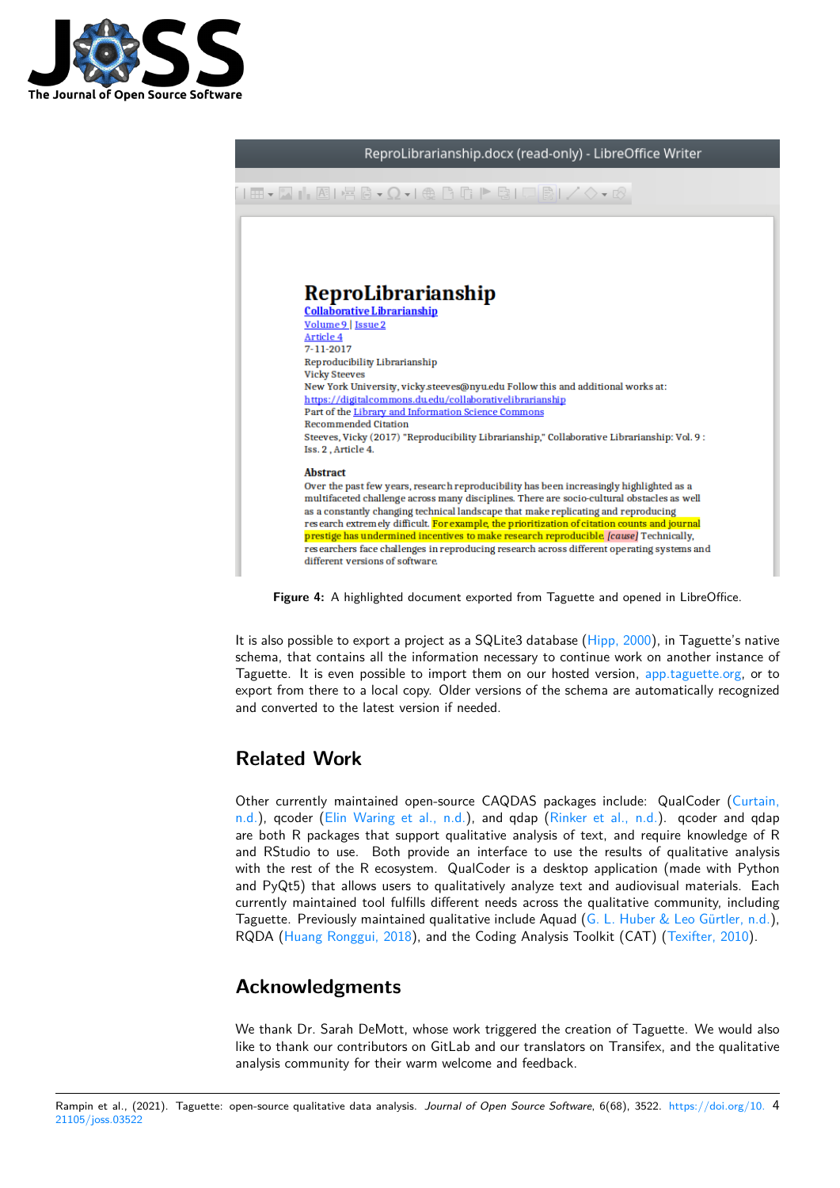Figure 4: A highlighted document exported from Taguette and opened in LibreOffice.

It is also possible to export a project as a SQLite3 database (Hipp, 2000), in Taguette's native schema, that contains all the information necessary to continue work on another instance of Taguette. It is even possible to import them on our hosted version, app.taguette.org, or to export from there to a local copy. Older versions of the schema are automatically recognized and converted to the latest version if needed.

## Related Work

Other currently maintained open-source CAQDAS packages include: QualCoder (Curtain, n.d.), qcoder (Elin Waring et al., n.d.), and qdap (Rinker et al., n.d.). qcoder and qdap are both R packages that support qualitative analysis of text, and require knowledge of R and RStudio to use. Both provide an interface to use the results of qualitative analysis with the rest of the R ecosystem. QualCoder is a desktop application (made with Python and PyQt5) that allows users to qualitatively analyze text and audiovisual materials. Each currently maintained tool fulfills different needs across the qualitative community, including Taguette. Previously maintained qualitative include Aquad (G. L. Huber & Leo Gürtler, n.d.), RQDA (Huang Ronggui, 2018), and the Coding Analysis Toolkit (CAT) (Texifter, 2010).

## Acknowledgments

We thank Dr. Sarah DeMott, whose work triggered the creation of Taguette. We would also like to thank our contributors on GitLab and our translators on Transifex, and the qualitative analysis community for their warm welcome and feedback.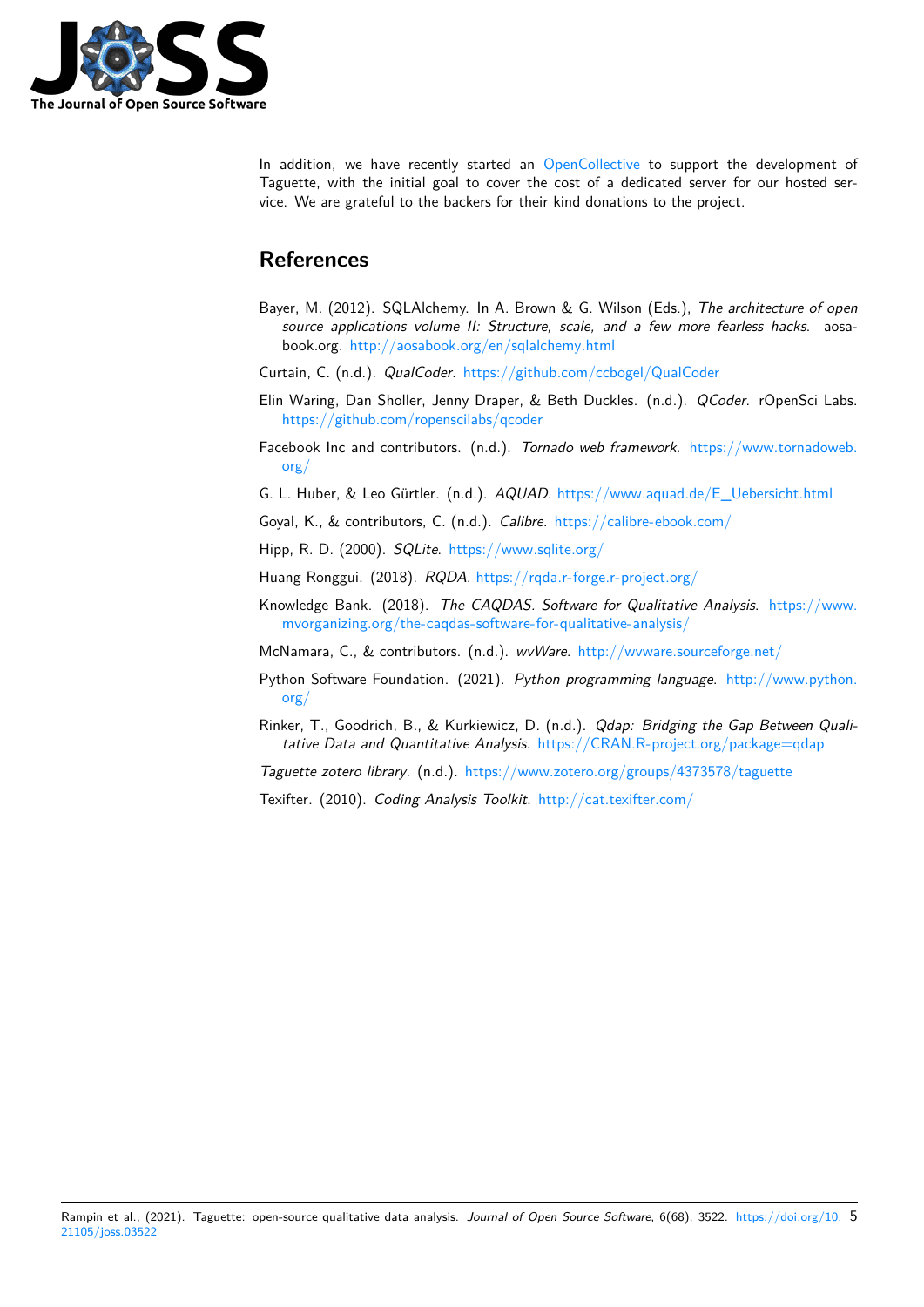In addition, we have recently started an OpenCollective to support the development of Taguette, with the initial goal to cover the cost of a dedicated server for our hosted service. We are grateful to the backers for their kind donations to the project.

## References

Bayer, M. (2012). SQLAlchemy. In A. Brown & G. Wilson (Eds.), *The architecture of open source applications volume II: Structure, scale, and a few more fearless hacks*. aosabook.org. http://aosabook.org/en/sqlalchemy.html

Curtain, C. (n.d.). *QualCoder*. https://github.com/ccbogel/QualCoder

Elin Waring, Dan Sholler, Jenny Draper, & Beth Duckles. (n.d.). *QCoder*. rOpenSci Labs. https://github.com/ropenscilabs/qcoder

Facebook Inc and contributors. (n.d.). *Tornado web framework*. https://www.tornadoweb.org/

G. L. Huber, & Leo Gürtler. (n.d.). *AQUAD*. https://www.aquad.de/E_Uebersicht.html

Goyal, K., & contributors, C. (n.d.). *Calibre*. https://calibre-ebook.com/

Hipp, R. D. (2000). *SQLite*. https://www.sqlite.org/

Huang Ronggui. (2018). *RQDA*. https://rqda.r-forge.r-project.org/

Knowledge Bank. (2018). *The CAQDAS. Software for Qualitative Analysis*. https://www.mvorganizing.org/the-caqdas-software-for-qualitative-analysis/

McNamara, C., & contributors. (n.d.). *wvWare*. http://wvware.sourceforge.net/

Python Software Foundation. (2021). *Python programming language*. http://www.python.org/

Rinker, T., Goodrich, B., & Kurkiewicz, D. (n.d.). *Qdap: Bridging the Gap Between Qualitative Data and Quantitative Analysis*. https://CRAN.R-project.org/package=qdap

*Taguette zotero library*. (n.d.). https://www.zotero.org/groups/4373578/taguette

Texifter. (2010). *Coding Analysis Toolkit*. http://cat.texifter.com/